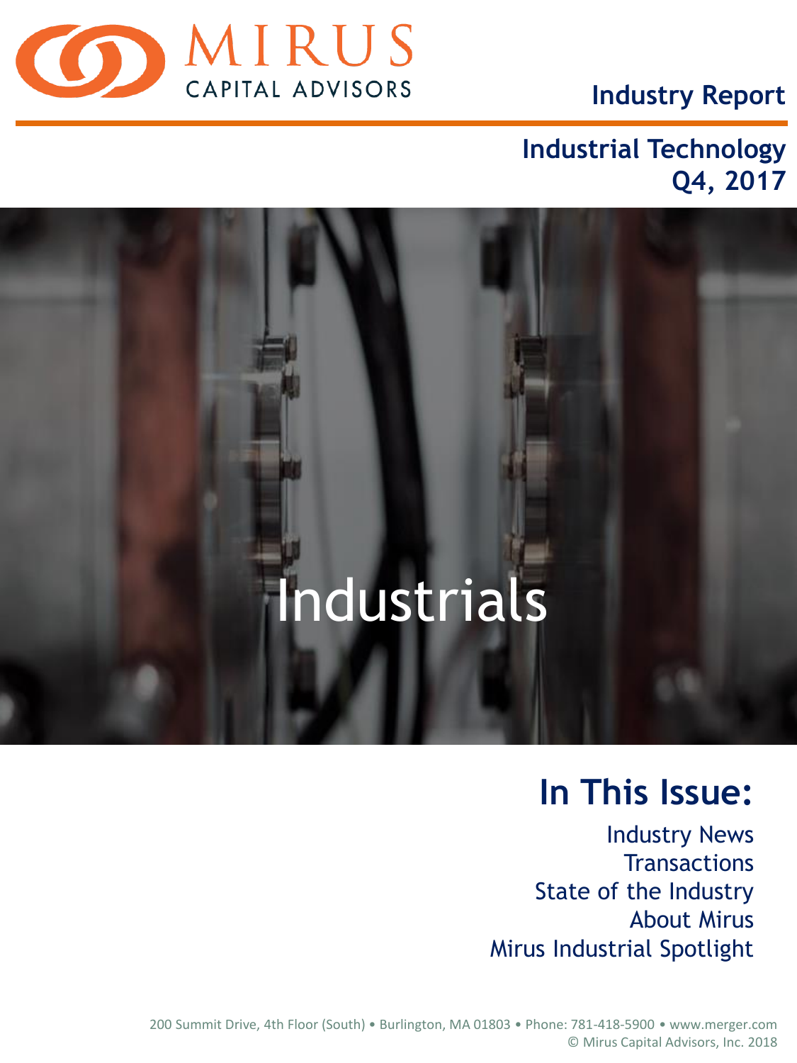MIRUS CAPITAL ADVISORS

**Industry Report**

## Industrial Technology
## Q4, 2017

# Industrials

## In This Issue:

Industry News
Transactions
State of the Industry
About Mirus
Mirus Industrial Spotlight

200 Summit Drive, 4th Floor (South) • Burlington, MA 01803 • Phone: 781-418-5900 • www.merger.com
© Mirus Capital Advisors, Inc. 2018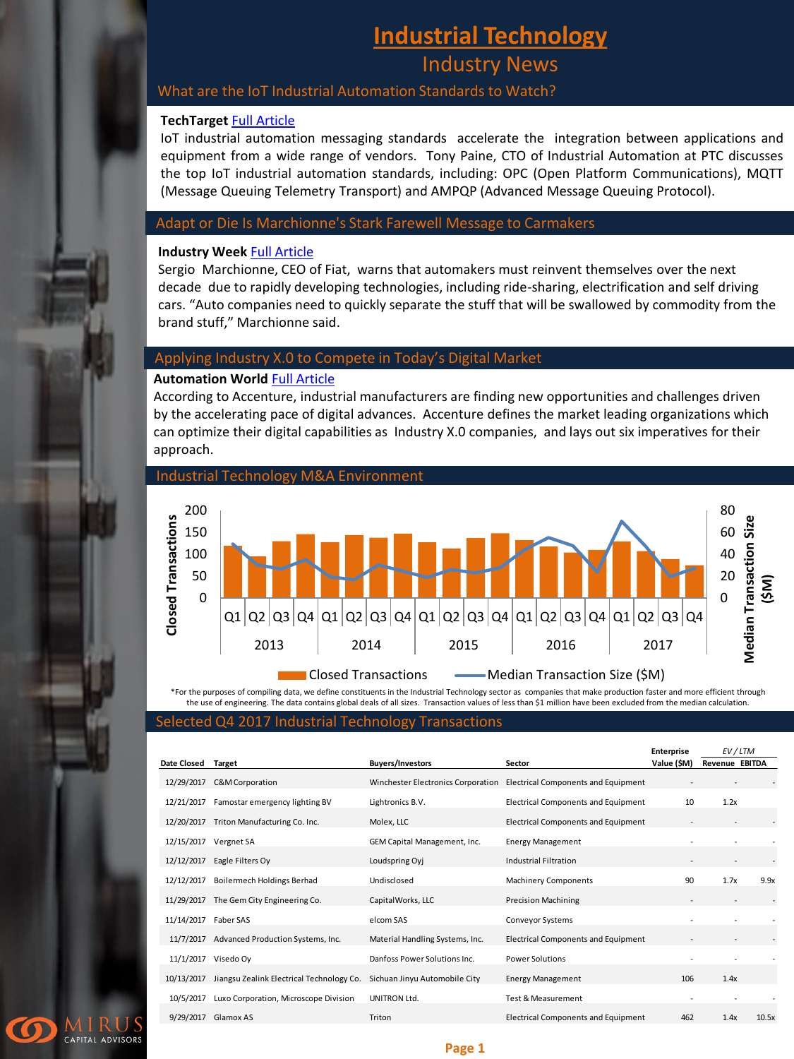# Industrial Technology

## Industry News

### What are the IoT Industrial Automation Standards to Watch?

**TechTarget** [Full Article]

IoT industrial automation messaging standards accelerate the integration between applications and equipment from a wide range of vendors. Tony Paine, CTO of Industrial Automation at PTC discusses the top IoT industrial automation standards, including: OPC (Open Platform Communications), MQTT (Message Queuing Telemetry Transport) and AMPQP (Advanced Message Queuing Protocol).

### Adapt or Die Is Marchionne's Stark Farewell Message to Carmakers

**Industry Week** [Full Article]

Sergio Marchionne, CEO of Fiat, warns that automakers must reinvent themselves over the next decade due to rapidly developing technologies, including ride-sharing, electrification and self driving cars. “Auto companies need to quickly separate the stuff that will be swallowed by commodity from the brand stuff,” Marchionne said.

### Applying Industry X.0 to Compete in Today’s Digital Market

**Automation World** [Full Article]

According to Accenture, industrial manufacturers are finding new opportunities and challenges driven by the accelerating pace of digital advances. Accenture defines the market leading organizations which can optimize their digital capabilities as Industry X.0 companies, and lays out six imperatives for their approach.

### Industrial Technology M&A Environment

Closed Transactions / Median Transaction Size ($M), Q1 2013 – Q4 2017

*For the purposes of compiling data, we define constituents in the Industrial Technology sector as companies that make production faster and more efficient through the use of engineering. The data contains global deals of all sizes. Transaction values of less than $1 million have been excluded from the median calculation.

### Selected Q4 2017 Industrial Technology Transactions

| Date Closed | Target | Buyers/Investors | Sector | Enterprise Value ($M) | EV / LTM Revenue | EV / LTM EBITDA |
|---|---|---|---|---|---|---|
| 12/29/2017 | C&M Corporation | Winchester Electronics Corporation | Electrical Components and Equipment | - | - | - |
| 12/21/2017 | Famostar emergency lighting BV | Lightronics B.V. | Electrical Components and Equipment | 10 | 1.2x | |
| 12/20/2017 | Triton Manufacturing Co. Inc. | Molex, LLC | Electrical Components and Equipment | - | - | - |
| 12/15/2017 | Vergnet SA | GEM Capital Management, Inc. | Energy Management | - | - | - |
| 12/12/2017 | Eagle Filters Oy | Loudspring Oyj | Industrial Filtration | - | - | - |
| 12/12/2017 | Boilermech Holdings Berhad | Undisclosed | Machinery Components | 90 | 1.7x | 9.9x |
| 11/29/2017 | The Gem City Engineering Co. | CapitalWorks, LLC | Precision Machining | - | - | - |
| 11/14/2017 | Faber SAS | elcom SAS | Conveyor Systems | - | - | - |
| 11/7/2017 | Advanced Production Systems, Inc. | Material Handling Systems, Inc. | Electrical Components and Equipment | - | - | - |
| 11/1/2017 | Visedo Oy | Danfoss Power Solutions Inc. | Power Solutions | - | - | - |
| 10/13/2017 | Jiangsu Zealink Electrical Technology Co. | Sichuan Jinyu Automobile City | Energy Management | 106 | 1.4x | |
| 10/5/2017 | Luxo Corporation, Microscope Division | UNITRON Ltd. | Test & Measurement | - | - | - |
| 9/29/2017 | Glamox AS | Triton | Electrical Components and Equipment | 462 | 1.4x | 10.5x |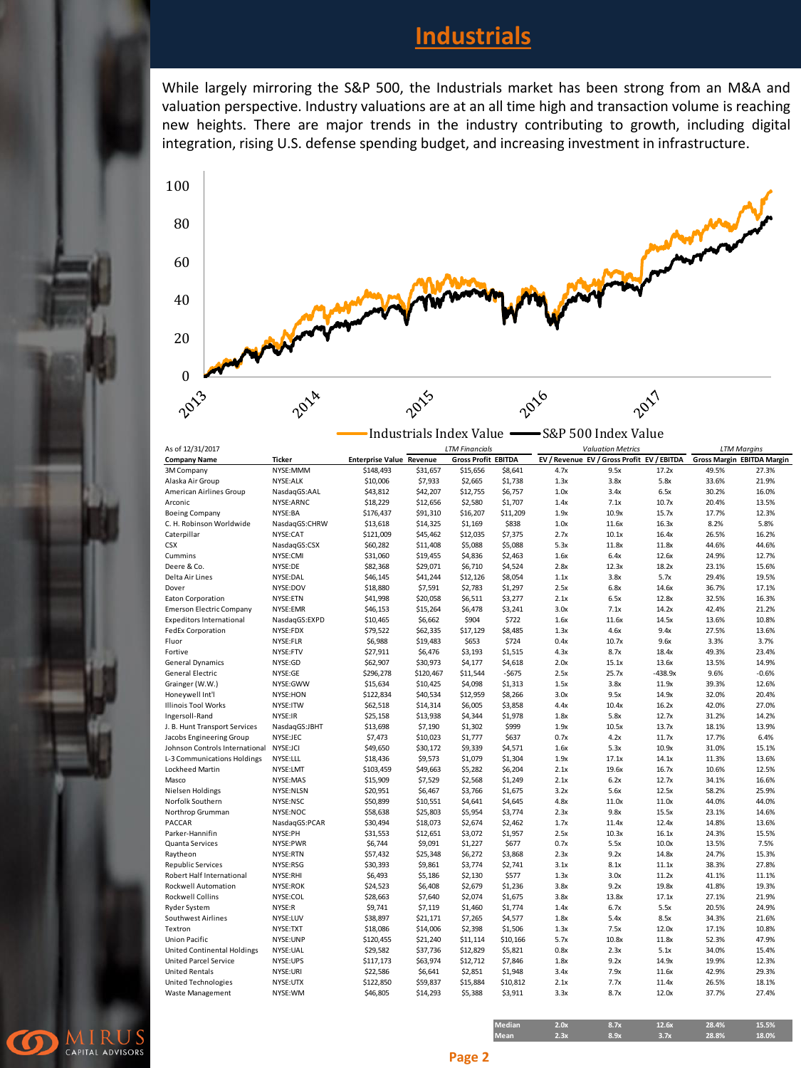# Industrials

While largely mirroring the S&P 500, the Industrials market has been strong from an M&A and valuation perspective. Industry valuations are at an all time high and transaction volume is reaching new heights. There are major trends in the industry contributing to growth, including digital integration, rising U.S. defense spending budget, and increasing investment in infrastructure.

Industrials Index Value — S&P 500 Index Value

As of 12/31/2017

| Company Name | Ticker | Enterprise Value | LTM Financials | | | Valuation Metrics | | | LTM Margins | |
|---|---|---|---|---|---|---|---|---|---|---|
| | | | Revenue | Gross Profit | EBITDA | EV / Revenue | EV / Gross Profit | EV / EBITDA | Gross Margin | EBITDA Margin |
| 3M Company | NYSE:MMM | $148,493 | $31,657 | $15,656 | $8,641 | 4.7x | 9.5x | 17.2x | 49.5% | 27.3% |
| Alaska Air Group | NYSE:ALK | $10,006 | $7,933 | $2,665 | $1,738 | 1.3x | 3.8x | 5.8x | 33.6% | 21.9% |
| American Airlines Group | NasdaqGS:AAL | $43,812 | $42,207 | $12,755 | $6,757 | 1.0x | 3.4x | 6.5x | 30.2% | 16.0% |
| Arconic | NYSE:ARNC | $18,229 | $12,656 | $2,580 | $1,707 | 1.4x | 7.1x | 10.7x | 20.4% | 13.5% |
| Boeing Company | NYSE:BA | $176,437 | $91,310 | $16,207 | $11,209 | 1.9x | 10.9x | 15.7x | 17.7% | 12.3% |
| C. H. Robinson Worldwide | NasdaqGS:CHRW | $13,618 | $14,325 | $1,169 | $838 | 1.0x | 11.6x | 16.3x | 8.2% | 5.8% |
| Caterpillar | NYSE:CAT | $121,009 | $45,462 | $12,035 | $7,375 | 2.7x | 10.1x | 16.4x | 26.5% | 16.2% |
| CSX | NasdaqGS:CSX | $60,282 | $11,408 | $5,088 | $5,088 | 5.3x | 11.8x | 11.8x | 44.6% | 44.6% |
| Cummins | NYSE:CMI | $31,060 | $19,455 | $4,836 | $2,463 | 1.6x | 6.4x | 12.6x | 24.9% | 12.7% |
| Deere & Co. | NYSE:DE | $82,368 | $29,071 | $6,710 | $4,524 | 2.8x | 12.3x | 18.2x | 23.1% | 15.6% |
| Delta Air Lines | NYSE:DAL | $46,145 | $41,244 | $12,126 | $8,054 | 1.1x | 3.8x | 5.7x | 29.4% | 19.5% |
| Dover | NYSE:DOV | $18,880 | $7,591 | $2,783 | $1,297 | 2.5x | 6.8x | 14.6x | 36.7% | 17.1% |
| Eaton Corporation | NYSE:ETN | $41,998 | $20,058 | $6,511 | $3,277 | 2.1x | 6.5x | 12.8x | 32.5% | 16.3% |
| Emerson Electric Company | NYSE:EMR | $46,153 | $15,264 | $6,478 | $3,241 | 3.0x | 7.1x | 14.2x | 42.4% | 21.2% |
| Expeditors International | NasdaqGS:EXPD | $10,465 | $6,662 | $904 | $722 | 1.6x | 11.6x | 14.5x | 13.6% | 10.8% |
| FedEx Corporation | NYSE:FDX | $79,522 | $62,335 | $17,129 | $8,485 | 1.3x | 4.6x | 9.4x | 27.5% | 13.6% |
| Fluor | NYSE:FLR | $6,988 | $19,483 | $653 | $724 | 0.4x | 10.7x | 9.6x | 3.3% | 3.7% |
| Fortive | NYSE:FTV | $27,911 | $6,476 | $3,193 | $1,515 | 4.3x | 8.7x | 18.4x | 49.3% | 23.4% |
| General Dynamics | NYSE:GD | $62,907 | $30,973 | $4,177 | $4,618 | 2.0x | 15.1x | 13.6x | 13.5% | 14.9% |
| General Electric | NYSE:GE | $296,278 | $120,467 | $11,544 | -$675 | 2.5x | 25.7x | -438.9x | 9.6% | -0.6% |
| Grainger (W.W.) | NYSE:GWW | $15,634 | $10,425 | $4,098 | $1,313 | 1.5x | 3.8x | 11.9x | 39.3% | 12.6% |
| Honeywell Int'l | NYSE:HON | $122,834 | $40,534 | $12,959 | $8,266 | 3.0x | 9.5x | 14.9x | 32.0% | 20.4% |
| Illinois Tool Works | NYSE:ITW | $62,518 | $14,314 | $6,005 | $3,858 | 4.4x | 10.4x | 16.2x | 42.0% | 27.0% |
| Ingersoll-Rand | NYSE:IR | $25,158 | $13,938 | $4,344 | $1,978 | 1.8x | 5.8x | 12.7x | 31.2% | 14.2% |
| J. B. Hunt Transport Services | NasdaqGS:JBHT | $13,698 | $7,190 | $1,302 | $999 | 1.9x | 10.5x | 13.7x | 18.1% | 13.9% |
| Jacobs Engineering Group | NYSE:JEC | $7,473 | $10,023 | $1,777 | $637 | 0.7x | 4.2x | 11.7x | 17.7% | 6.4% |
| Johnson Controls International | NYSE:JCI | $49,650 | $30,172 | $9,339 | $4,571 | 1.6x | 5.3x | 10.9x | 31.0% | 15.1% |
| L-3 Communications Holdings | NYSE:LLL | $18,436 | $9,573 | $1,079 | $1,304 | 1.9x | 17.1x | 14.1x | 11.3% | 13.6% |
| Lockheed Martin | NYSE:LMT | $103,459 | $49,663 | $5,282 | $6,204 | 2.1x | 19.6x | 16.7x | 10.6% | 12.5% |
| Masco | NYSE:MAS | $15,909 | $7,529 | $2,568 | $1,249 | 2.1x | 6.2x | 12.7x | 34.1% | 16.6% |
| Nielsen Holdings | NYSE:NLSN | $20,951 | $6,467 | $3,766 | $1,675 | 3.2x | 5.6x | 12.5x | 58.2% | 25.9% |
| Norfolk Southern | NYSE:NSC | $50,899 | $10,551 | $4,641 | $4,645 | 4.8x | 11.0x | 11.0x | 44.0% | 44.0% |
| Northrop Grumman | NYSE:NOC | $58,638 | $25,803 | $5,954 | $3,774 | 2.3x | 9.8x | 15.5x | 23.1% | 14.6% |
| PACCAR | NasdaqGS:PCAR | $30,494 | $18,073 | $2,674 | $2,462 | 1.7x | 11.4x | 12.4x | 14.8% | 13.6% |
| Parker-Hannifin | NYSE:PH | $31,553 | $12,651 | $3,072 | $1,957 | 2.5x | 10.3x | 16.1x | 24.3% | 15.5% |
| Quanta Services | NYSE:PWR | $6,744 | $9,091 | $1,227 | $677 | 0.7x | 5.5x | 10.0x | 13.5% | 7.5% |
| Raytheon | NYSE:RTN | $57,432 | $25,348 | $6,272 | $3,868 | 2.3x | 9.2x | 14.8x | 24.7% | 15.3% |
| Republic Services | NYSE:RSG | $30,393 | $9,861 | $3,774 | $2,741 | 3.1x | 8.1x | 11.1x | 38.3% | 27.8% |
| Robert Half International | NYSE:RHI | $6,493 | $5,186 | $2,130 | $577 | 1.3x | 3.0x | 11.2x | 41.1% | 11.1% |
| Rockwell Automation | NYSE:ROK | $24,523 | $6,408 | $2,679 | $1,236 | 3.8x | 9.2x | 19.8x | 41.8% | 19.3% |
| Rockwell Collins | NYSE:COL | $28,663 | $7,640 | $2,074 | $1,675 | 3.8x | 13.8x | 17.1x | 27.1% | 21.9% |
| Ryder System | NYSE:R | $9,741 | $7,119 | $1,460 | $1,774 | 1.4x | 6.7x | 5.5x | 20.5% | 24.9% |
| Southwest Airlines | NYSE:LUV | $38,897 | $21,171 | $7,265 | $4,577 | 1.8x | 5.4x | 8.5x | 34.3% | 21.6% |
| Textron | NYSE:TXT | $18,086 | $14,006 | $2,398 | $1,506 | 1.3x | 7.5x | 12.0x | 17.1% | 10.8% |
| Union Pacific | NYSE:UNP | $120,455 | $21,240 | $11,114 | $10,166 | 5.7x | 10.8x | 11.8x | 52.3% | 47.9% |
| United Continental Holdings | NYSE:UAL | $29,582 | $37,736 | $12,829 | $5,821 | 0.8x | 2.3x | 5.1x | 34.0% | 15.4% |
| United Parcel Service | NYSE:UPS | $117,173 | $63,974 | $12,712 | $7,846 | 1.8x | 9.2x | 14.9x | 19.9% | 12.3% |
| United Rentals | NYSE:URI | $22,586 | $6,641 | $2,851 | $1,948 | 3.4x | 7.9x | 11.6x | 42.9% | 29.3% |
| United Technologies | NYSE:UTX | $122,850 | $59,837 | $15,884 | $10,812 | 2.1x | 7.7x | 11.4x | 26.5% | 18.1% |
| Waste Management | NYSE:WM | $46,805 | $14,293 | $5,388 | $3,911 | 3.3x | 8.7x | 12.0x | 37.7% | 27.4% |
| | | | | | Median | 2.0x | 8.7x | 12.6x | 28.4% | 15.5% |
| | | | | | Mean | 2.3x | 8.9x | 3.7x | 28.8% | 18.0% |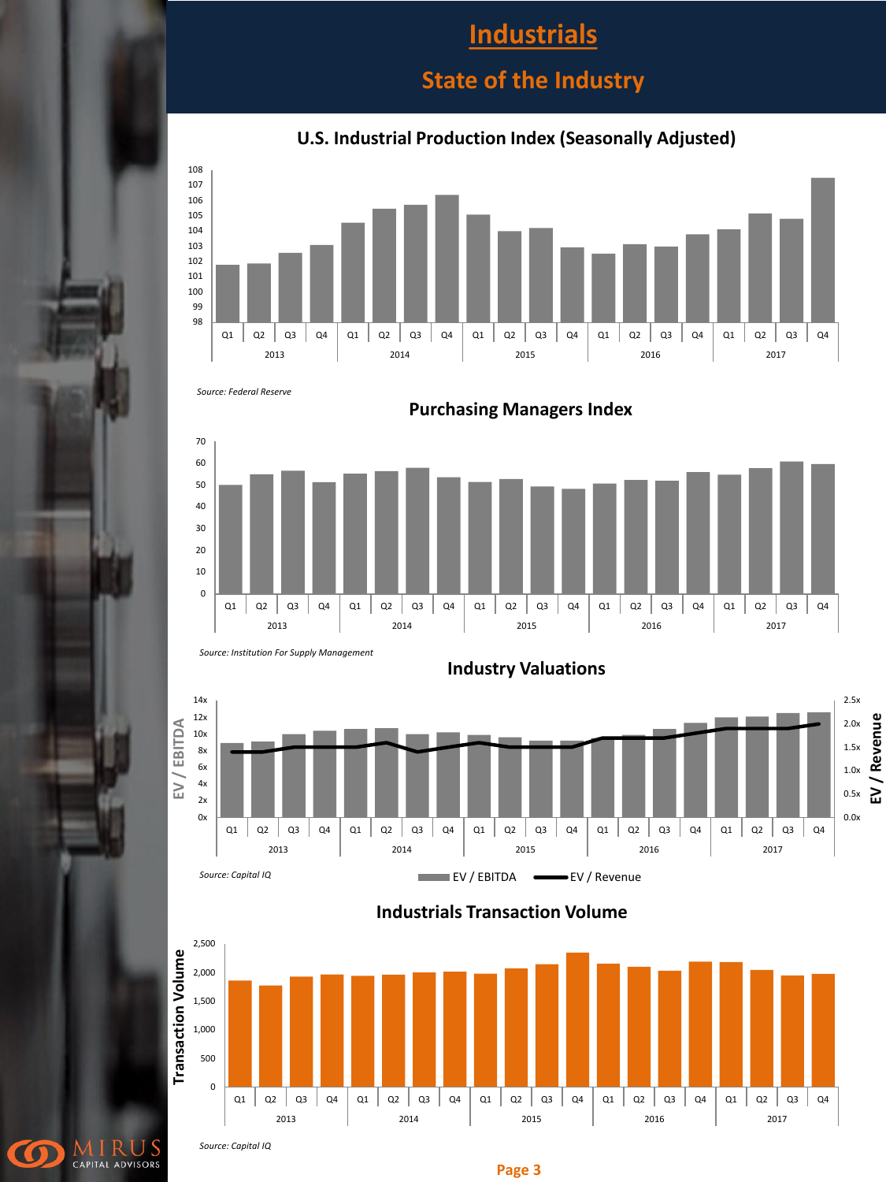# Industrials

## State of the Industry

### U.S. Industrial Production Index (Seasonally Adjusted)

Source: Federal Reserve

### Purchasing Managers Index

Source: Institution For Supply Management

### Industry Valuations

Source: Capital IQ

EV / EBITDA — EV / Revenue

### Industrials Transaction Volume

Source: Capital IQ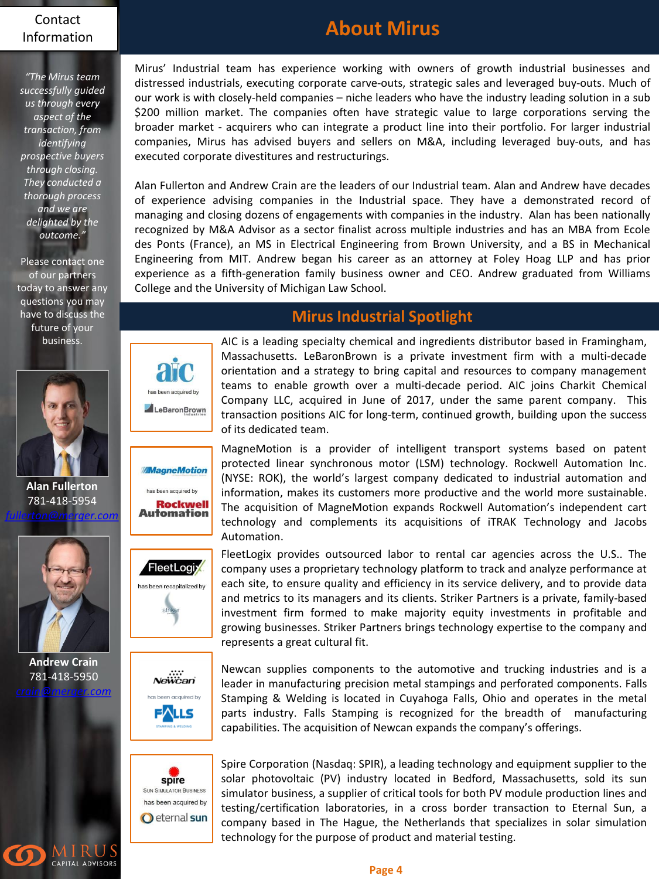# About Mirus

Mirus' Industrial team has experience working with owners of growth industrial businesses and distressed industrials, executing corporate carve-outs, strategic sales and leveraged buy-outs. Much of our work is with closely-held companies – niche leaders who have the industry leading solution in a sub $200 million market. The companies often have strategic value to large corporations serving the broader market - acquirers who can integrate a product line into their portfolio. For larger industrial companies, Mirus has advised buyers and sellers on M&A, including leveraged buy-outs, and has executed corporate divestitures and restructurings.

Alan Fullerton and Andrew Crain are the leaders of our Industrial team. Alan and Andrew have decades of experience advising companies in the Industrial space. They have a demonstrated record of managing and closing dozens of engagements with companies in the industry. Alan has been nationally recognized by M&A Advisor as a sector finalist across multiple industries and has an MBA from Ecole des Ponts (France), an MS in Electrical Engineering from Brown University, and a BS in Mechanical Engineering from MIT. Andrew began his career as an attorney at Foley Hoag LLP and has prior experience as a fifth-generation family business owner and CEO. Andrew graduated from Williams College and the University of Michigan Law School.

## Mirus Industrial Spotlight

aic has been acquired by LeBaronBrown Industries

AIC is a leading specialty chemical and ingredients distributor based in Framingham, Massachusetts. LeBaronBrown is a private investment firm with a multi-decade orientation and a strategy to bring capital and resources to company management teams to enable growth over a multi-decade period. AIC joins Charkit Chemical Company LLC, acquired in June of 2017, under the same parent company. This transaction positions AIC for long-term, continued growth, building upon the success of its dedicated team.

MagneMotion has been acquired by Rockwell Automation

MagneMotion is a provider of intelligent transport systems based on patent protected linear synchronous motor (LSM) technology. Rockwell Automation Inc. (NYSE: ROK), the world's largest company dedicated to industrial automation and information, makes its customers more productive and the world more sustainable. The acquisition of MagneMotion expands Rockwell Automation's independent cart technology and complements its acquisitions of iTRAK Technology and Jacobs Automation.

FleetLogix has been recapitalized by striker

FleetLogix provides outsourced labor to rental car agencies across the U.S.. The company uses a proprietary technology platform to track and analyze performance at each site, to ensure quality and efficiency in its service delivery, and to provide data and metrics to its managers and its clients. Striker Partners is a private, family-based investment firm formed to make majority equity investments in profitable and growing businesses. Striker Partners brings technology expertise to the company and represents a great cultural fit.

Newcan has been acquired by FALLS Stamping & Welding

Newcan supplies components to the automotive and trucking industries and is a leader in manufacturing precision metal stampings and perforated components. Falls Stamping & Welding is located in Cuyahoga Falls, Ohio and operates in the metal parts industry. Falls Stamping is recognized for the breadth of manufacturing capabilities. The acquisition of Newcan expands the company's offerings.

spire Sun Simulator Business has been acquired by eternal sun

Spire Corporation (Nasdaq: SPIR), a leading technology and equipment supplier to the solar photovoltaic (PV) industry located in Bedford, Massachusetts, sold its sun simulator business, a supplier of critical tools for both PV module production lines and testing/certification laboratories, in a cross border transaction to Eternal Sun, a company based in The Hague, the Netherlands that specializes in solar simulation technology for the purpose of product and material testing.

## Contact Information

*"The Mirus team successfully guided us through every aspect of the transaction, from identifying prospective buyers through closing. They conducted a thorough process and we are delighted by the outcome."*

Please contact one of our partners today to answer any questions you may have to discuss the future of your business.

**Alan Fullerton**
781-418-5954
fullerton@merger.com

**Andrew Crain**
781-418-5950
crain@merger.com

MIRUS CAPITAL ADVISORS